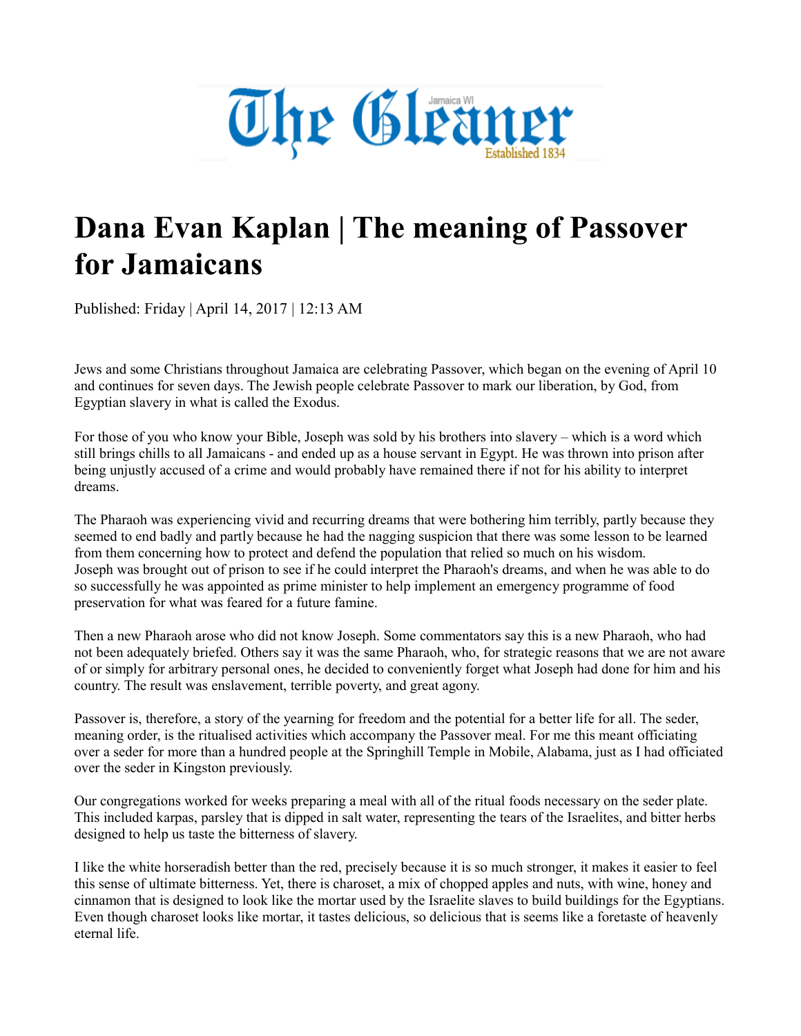# Dana Evan Kaplan | The meaning of Passover for Jamaicans

Published: Friday | April 14, 2017 | 12:13 AM

Jews and some Christians throughout Jamaica are celebrating Passover, which began on the evening of April 10 and continues for seven days. The Jewish people celebrate Passover to mark our liberation, by God, from Egyptian slavery in what is called the Exodus.

For those of you who know your Bible, Joseph was sold by his brothers into slavery – which is a word which still brings chills to all Jamaicans - and ended up as a house servant in Egypt. He was thrown into prison after being unjustly accused of a crime and would probably have remained there if not for his ability to interpret dreams.

The Pharaoh was experiencing vivid and recurring dreams that were bothering him terribly, partly because they seemed to end badly and partly because he had the nagging suspicion that there was some lesson to be learned from them concerning how to protect and defend the population that relied so much on his wisdom. Joseph was brought out of prison to see if he could interpret the Pharaoh's dreams, and when he was able to do so successfully he was appointed as prime minister to help implement an emergency programme of food preservation for what was feared for a future famine.

Then a new Pharaoh arose who did not know Joseph. Some commentators say this is a new Pharaoh, who had not been adequately briefed. Others say it was the same Pharaoh, who, for strategic reasons that we are not aware of or simply for arbitrary personal ones, he decided to conveniently forget what Joseph had done for him and his country. The result was enslavement, terrible poverty, and great agony.

Passover is, therefore, a story of the yearning for freedom and the potential for a better life for all. The seder, meaning order, is the ritualised activities which accompany the Passover meal. For me this meant officiating over a seder for more than a hundred people at the Springhill Temple in Mobile, Alabama, just as I had officiated over the seder in Kingston previously.

Our congregations worked for weeks preparing a meal with all of the ritual foods necessary on the seder plate. This included karpas, parsley that is dipped in salt water, representing the tears of the Israelites, and bitter herbs designed to help us taste the bitterness of slavery.

I like the white horseradish better than the red, precisely because it is so much stronger, it makes it easier to feel this sense of ultimate bitterness. Yet, there is charoset, a mix of chopped apples and nuts, with wine, honey and cinnamon that is designed to look like the mortar used by the Israelite slaves to build buildings for the Egyptians. Even though charoset looks like mortar, it tastes delicious, so delicious that is seems like a foretaste of heavenly eternal life.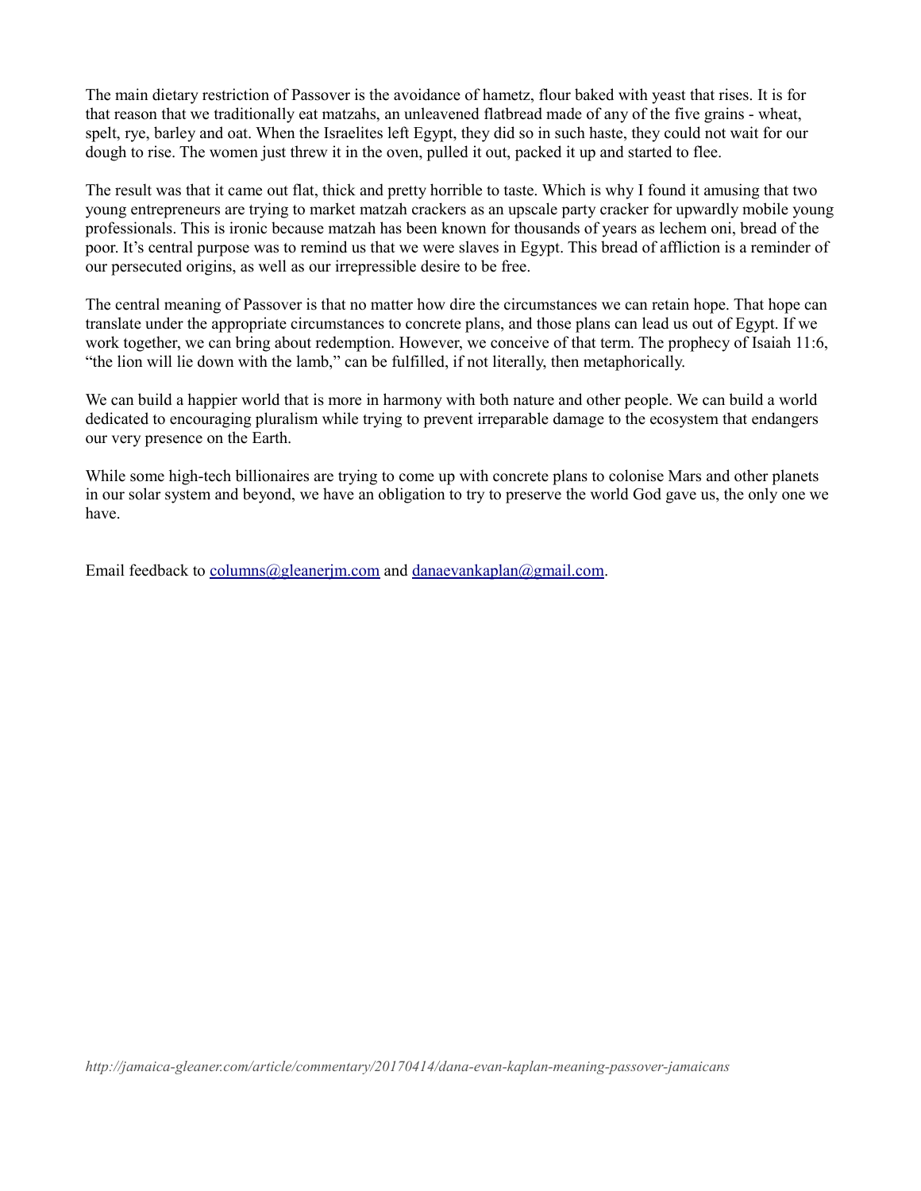The main dietary restriction of Passover is the avoidance of hametz, flour baked with yeast that rises. It is for that reason that we traditionally eat matzahs, an unleavened flatbread made of any of the five grains - wheat, spelt, rye, barley and oat. When the Israelites left Egypt, they did so in such haste, they could not wait for our dough to rise. The women just threw it in the oven, pulled it out, packed it up and started to flee.

The result was that it came out flat, thick and pretty horrible to taste. Which is why I found it amusing that two young entrepreneurs are trying to market matzah crackers as an upscale party cracker for upwardly mobile young professionals. This is ironic because matzah has been known for thousands of years as lechem oni, bread of the poor. It's central purpose was to remind us that we were slaves in Egypt. This bread of affliction is a reminder of our persecuted origins, as well as our irrepressible desire to be free.

The central meaning of Passover is that no matter how dire the circumstances we can retain hope. That hope can translate under the appropriate circumstances to concrete plans, and those plans can lead us out of Egypt. If we work together, we can bring about redemption. However, we conceive of that term. The prophecy of Isaiah 11:6, "the lion will lie down with the lamb," can be fulfilled, if not literally, then metaphorically.

We can build a happier world that is more in harmony with both nature and other people. We can build a world dedicated to encouraging pluralism while trying to prevent irreparable damage to the ecosystem that endangers our very presence on the Earth.

While some high-tech billionaires are trying to come up with concrete plans to colonise Mars and other planets in our solar system and beyond, we have an obligation to try to preserve the world God gave us, the only one we have.

Email feedback to columns@gleanerjm.com and danaevankaplan@gmail.com.

*http://jamaica-gleaner.com/article/commentary/20170414/dana-evan-kaplan-meaning-passover-jamaicans*